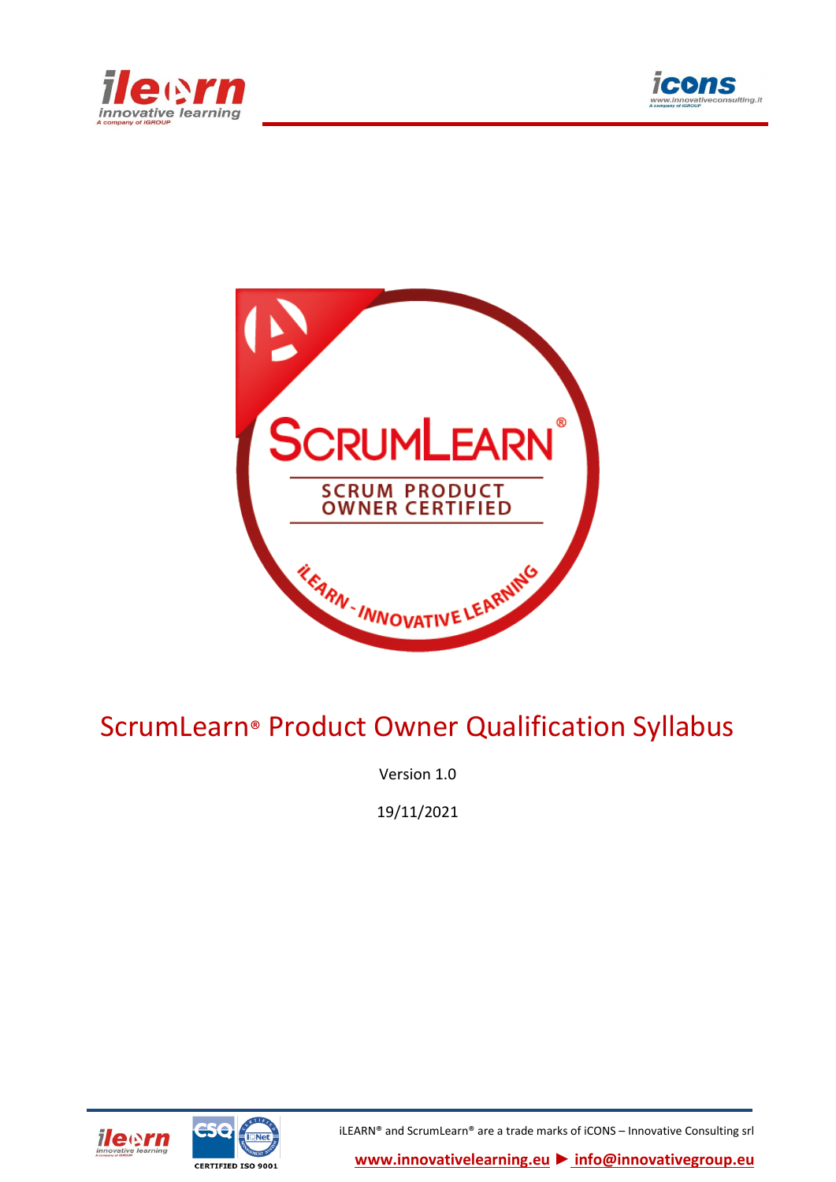# ScrumLearn® Product Owner Qualification Syllabus

Version 1.0

19/11/2021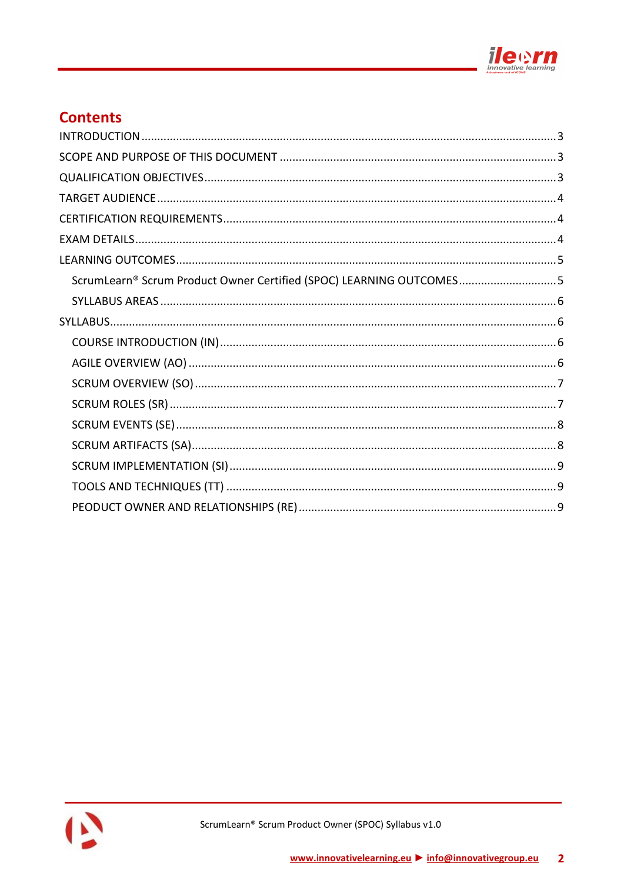## Contents

INTRODUCTION ........ 3

SCOPE AND PURPOSE OF THIS DOCUMENT ........ 3

QUALIFICATION OBJECTIVES ........ 3

TARGET AUDIENCE ........ 4

CERTIFICATION REQUIREMENTS ........ 4

EXAM DETAILS ........ 4

LEARNING OUTCOMES ........ 5

- ScrumLearn® Scrum Product Owner Certified (SPOC) LEARNING OUTCOMES ........ 5
- SYLLABUS AREAS ........ 6

SYLLABUS ........ 6

- COURSE INTRODUCTION (IN) ........ 6
- AGILE OVERVIEW (AO) ........ 6
- SCRUM OVERVIEW (SO) ........ 7
- SCRUM ROLES (SR) ........ 7
- SCRUM EVENTS (SE) ........ 8
- SCRUM ARTIFACTS (SA) ........ 8
- SCRUM IMPLEMENTATION (SI) ........ 9
- TOOLS AND TECHNIQUES (TT) ........ 9
- PEODUCT OWNER AND RELATIONSHIPS (RE) ........ 9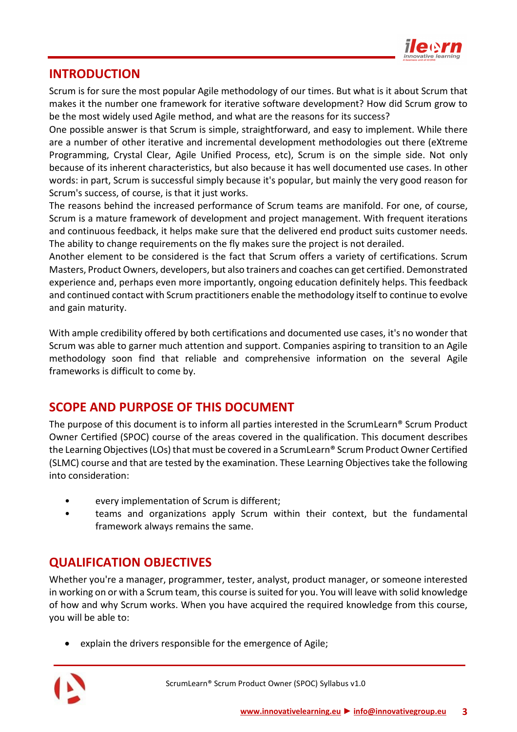## INTRODUCTION

Scrum is for sure the most popular Agile methodology of our times. But what is it about Scrum that makes it the number one framework for iterative software development? How did Scrum grow to be the most widely used Agile method, and what are the reasons for its success?

One possible answer is that Scrum is simple, straightforward, and easy to implement. While there are a number of other iterative and incremental development methodologies out there (eXtreme Programming, Crystal Clear, Agile Unified Process, etc), Scrum is on the simple side. Not only because of its inherent characteristics, but also because it has well documented use cases. In other words: in part, Scrum is successful simply because it's popular, but mainly the very good reason for Scrum's success, of course, is that it just works.

The reasons behind the increased performance of Scrum teams are manifold. For one, of course, Scrum is a mature framework of development and project management. With frequent iterations and continuous feedback, it helps make sure that the delivered end product suits customer needs. The ability to change requirements on the fly makes sure the project is not derailed.

Another element to be considered is the fact that Scrum offers a variety of certifications. Scrum Masters, Product Owners, developers, but also trainers and coaches can get certified. Demonstrated experience and, perhaps even more importantly, ongoing education definitely helps. This feedback and continued contact with Scrum practitioners enable the methodology itself to continue to evolve and gain maturity.

With ample credibility offered by both certifications and documented use cases, it's no wonder that Scrum was able to garner much attention and support. Companies aspiring to transition to an Agile methodology soon find that reliable and comprehensive information on the several Agile frameworks is difficult to come by.

## SCOPE AND PURPOSE OF THIS DOCUMENT

The purpose of this document is to inform all parties interested in the ScrumLearn® Scrum Product Owner Certified (SPOC) course of the areas covered in the qualification. This document describes the Learning Objectives (LOs) that must be covered in a ScrumLearn® Scrum Product Owner Certified (SLMC) course and that are tested by the examination. These Learning Objectives take the following into consideration:

- every implementation of Scrum is different;
- teams and organizations apply Scrum within their context, but the fundamental framework always remains the same.

## QUALIFICATION OBJECTIVES

Whether you're a manager, programmer, tester, analyst, product manager, or someone interested in working on or with a Scrum team, this course is suited for you. You will leave with solid knowledge of how and why Scrum works. When you have acquired the required knowledge from this course, you will be able to:

- explain the drivers responsible for the emergence of Agile;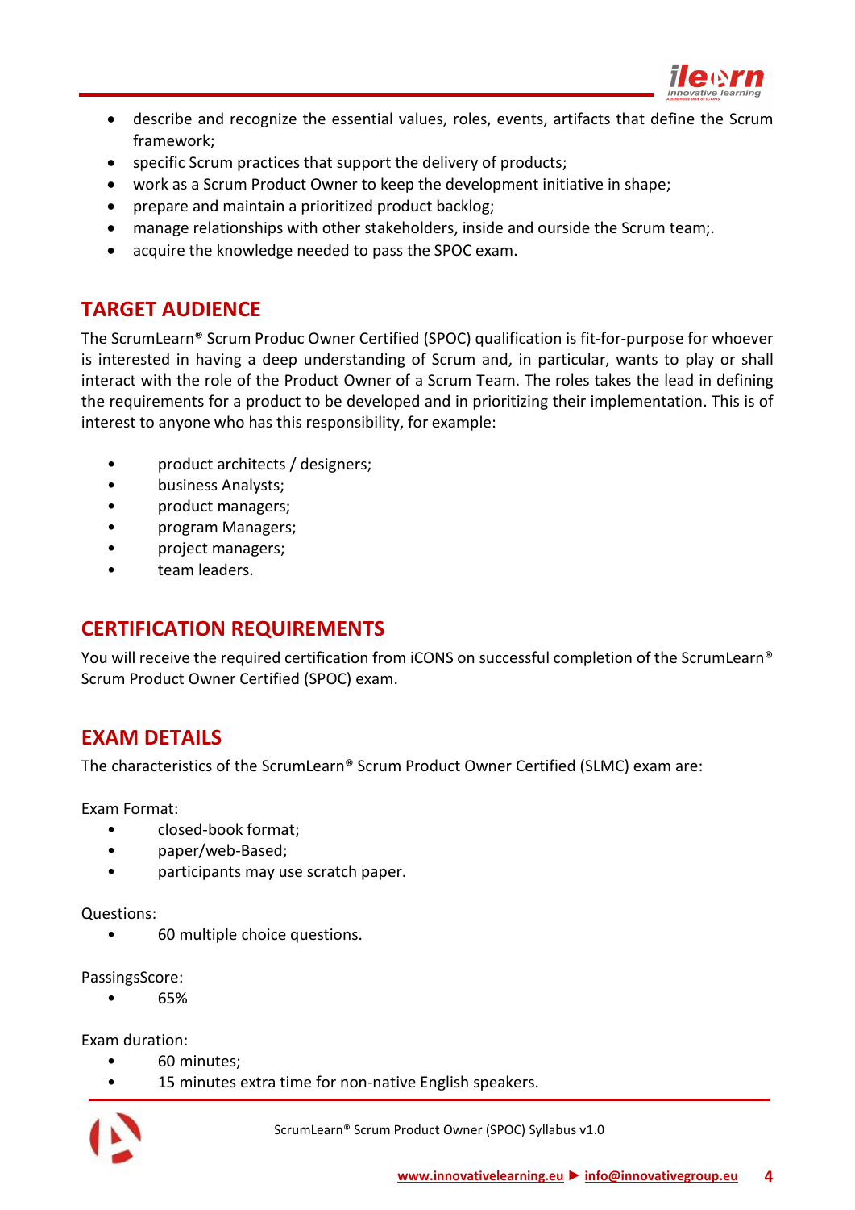- describe and recognize the essential values, roles, events, artifacts that define the Scrum framework;
- specific Scrum practices that support the delivery of products;
- work as a Scrum Product Owner to keep the development initiative in shape;
- prepare and maintain a prioritized product backlog;
- manage relationships with other stakeholders, inside and ourside the Scrum team;.
- acquire the knowledge needed to pass the SPOC exam.

## TARGET AUDIENCE

The ScrumLearn® Scrum Produc Owner Certified (SPOC) qualification is fit-for-purpose for whoever is interested in having a deep understanding of Scrum and, in particular, wants to play or shall interact with the role of the Product Owner of a Scrum Team. The roles takes the lead in defining the requirements for a product to be developed and in prioritizing their implementation. This is of interest to anyone who has this responsibility, for example:

- product architects / designers;
- business Analysts;
- product managers;
- program Managers;
- project managers;
- team leaders.

## CERTIFICATION REQUIREMENTS

You will receive the required certification from iCONS on successful completion of the ScrumLearn® Scrum Product Owner Certified (SPOC) exam.

## EXAM DETAILS

The characteristics of the ScrumLearn® Scrum Product Owner Certified (SLMC) exam are:

Exam Format:

- closed-book format;
- paper/web-Based;
- participants may use scratch paper.

Questions:

- 60 multiple choice questions.

PassingsScore:

- 65%

Exam duration:

- 60 minutes;
- 15 minutes extra time for non-native English speakers.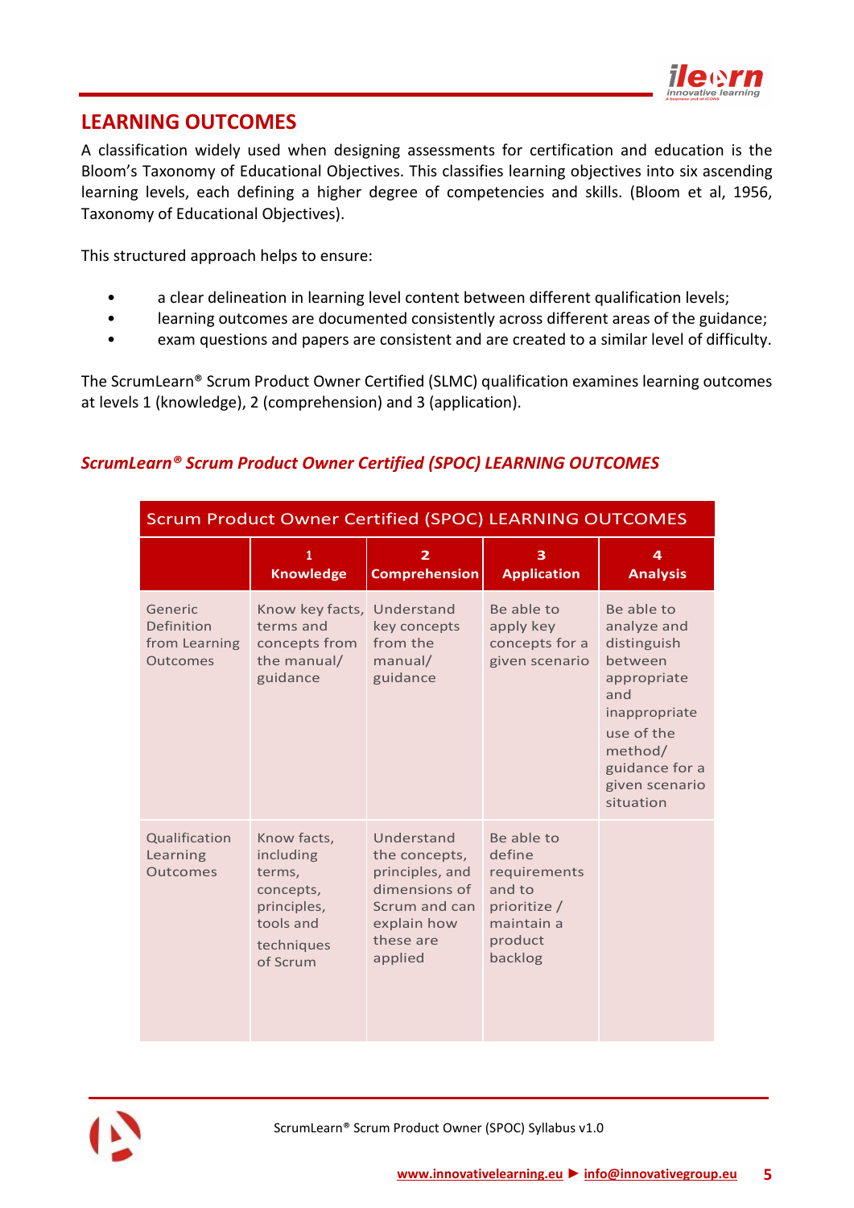## LEARNING OUTCOMES

A classification widely used when designing assessments for certification and education is the Bloom's Taxonomy of Educational Objectives. This classifies learning objectives into six ascending learning levels, each defining a higher degree of competencies and skills. (Bloom et al, 1956, Taxonomy of Educational Objectives).

This structured approach helps to ensure:

- a clear delineation in learning level content between different qualification levels;
- learning outcomes are documented consistently across different areas of the guidance;
- exam questions and papers are consistent and are created to a similar level of difficulty.

The ScrumLearn® Scrum Product Owner Certified (SLMC) qualification examines learning outcomes at levels 1 (knowledge), 2 (comprehension) and 3 (application).

### *ScrumLearn® Scrum Product Owner Certified (SPOC) LEARNING OUTCOMES*

| Scrum Product Owner Certified (SPOC) LEARNING OUTCOMES | | | | |
|---|---|---|---|---|
| | **1 Knowledge** | **2 Comprehension** | **3 Application** | **4 Analysis** |
| Generic Definition from Learning Outcomes | Know key facts, terms and concepts from the manual/ guidance | Understand key concepts from the manual/ guidance | Be able to apply key concepts for a given scenario | Be able to analyze and distinguish between appropriate and inappropriate use of the method/ guidance for a given scenario situation |
| Qualification Learning Outcomes | Know facts, including terms, concepts, principles, tools and techniques of Scrum | Understand the concepts, principles, and dimensions of Scrum and can explain how these are applied | Be able to define requirements and to prioritize / maintain a product backlog | |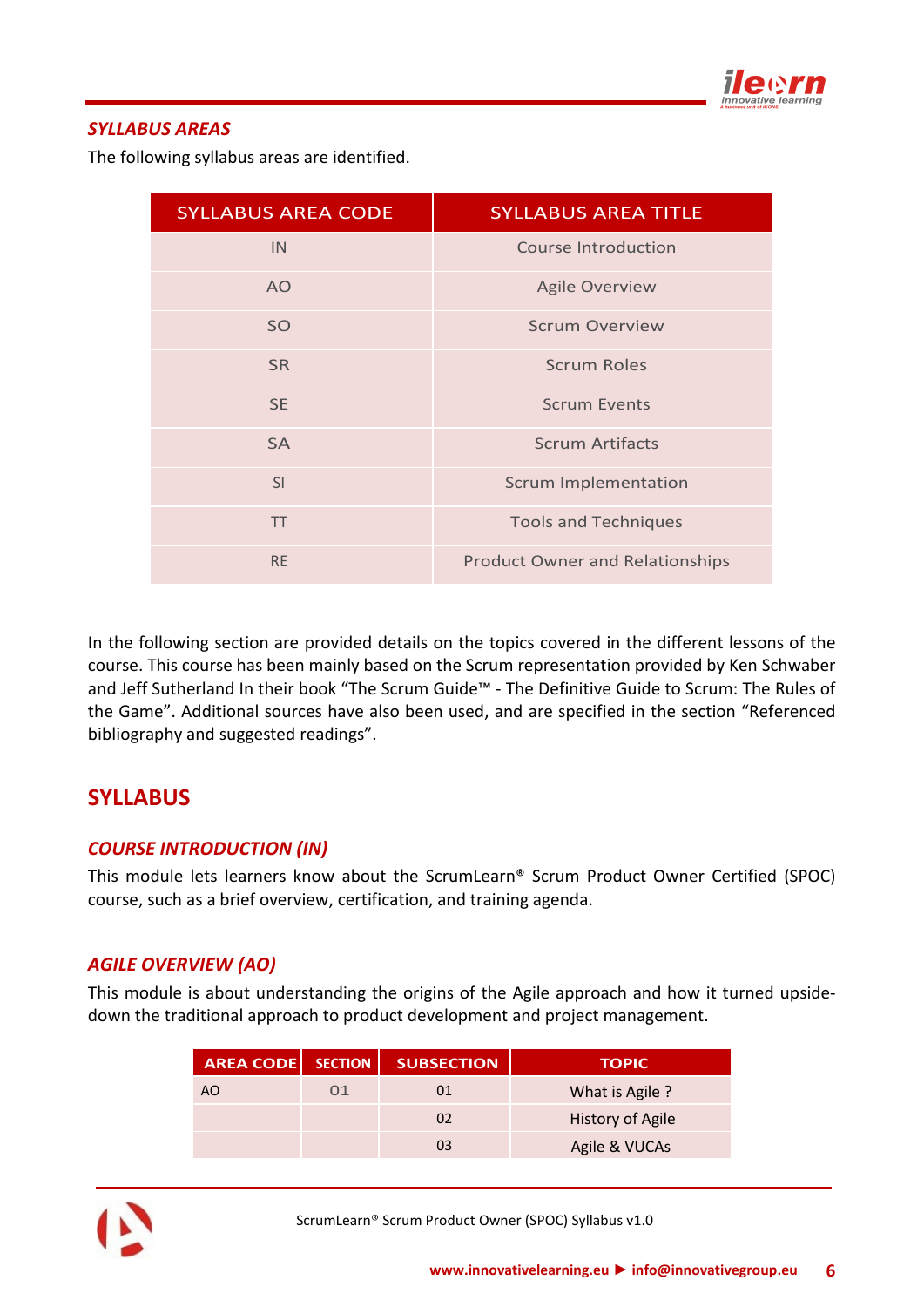### *SYLLABUS AREAS*

The following syllabus areas are identified.

| SYLLABUS AREA CODE | SYLLABUS AREA TITLE |
|---|---|
| IN | Course Introduction |
| AO | Agile Overview |
| SO | Scrum Overview |
| SR | Scrum Roles |
| SE | Scrum Events |
| SA | Scrum Artifacts |
| SI | Scrum Implementation |
| TT | Tools and Techniques |
| RE | Product Owner and Relationships |

In the following section are provided details on the topics covered in the different lessons of the course. This course has been mainly based on the Scrum representation provided by Ken Schwaber and Jeff Sutherland In their book "The Scrum Guide™ - The Definitive Guide to Scrum: The Rules of the Game". Additional sources have also been used, and are specified in the section "Referenced bibliography and suggested readings".

## SYLLABUS

### *COURSE INTRODUCTION (IN)*

This module lets learners know about the ScrumLearn® Scrum Product Owner Certified (SPOC) course, such as a brief overview, certification, and training agenda.

### *AGILE OVERVIEW (AO)*

This module is about understanding the origins of the Agile approach and how it turned upside-down the traditional approach to product development and project management.

| AREA CODE | SECTION | SUBSECTION | TOPIC |
|---|---|---|---|
| AO | 01 | 01 | What is Agile ? |
| | | 02 | History of Agile |
| | | 03 | Agile & VUCAs |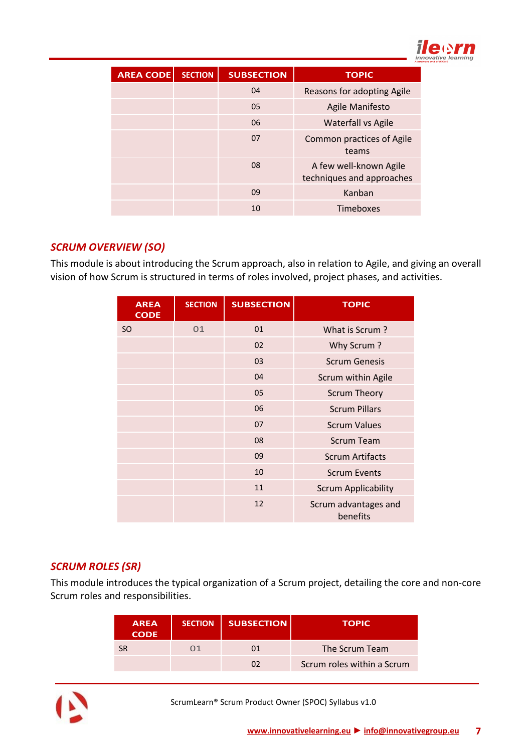| AREA CODE | SECTION | SUBSECTION | TOPIC |
|---|---|---|---|
| | | 04 | Reasons for adopting Agile |
| | | 05 | Agile Manifesto |
| | | 06 | Waterfall vs Agile |
| | | 07 | Common practices of Agile teams |
| | | 08 | A few well-known Agile techniques and approaches |
| | | 09 | Kanban |
| | | 10 | Timeboxes |

### *SCRUM OVERVIEW (SO)*

This module is about introducing the Scrum approach, also in relation to Agile, and giving an overall vision of how Scrum is structured in terms of roles involved, project phases, and activities.

| AREA CODE | SECTION | SUBSECTION | TOPIC |
|---|---|---|---|
| SO | 01 | 01 | What is Scrum ? |
| | | 02 | Why Scrum ? |
| | | 03 | Scrum Genesis |
| | | 04 | Scrum within Agile |
| | | 05 | Scrum Theory |
| | | 06 | Scrum Pillars |
| | | 07 | Scrum Values |
| | | 08 | Scrum Team |
| | | 09 | Scrum Artifacts |
| | | 10 | Scrum Events |
| | | 11 | Scrum Applicability |
| | | 12 | Scrum advantages and benefits |

### *SCRUM ROLES (SR)*

This module introduces the typical organization of a Scrum project, detailing the core and non-core Scrum roles and responsibilities.

| AREA CODE | SECTION | SUBSECTION | TOPIC |
|---|---|---|---|
| SR | 01 | 01 | The Scrum Team |
| | | 02 | Scrum roles within a Scrum |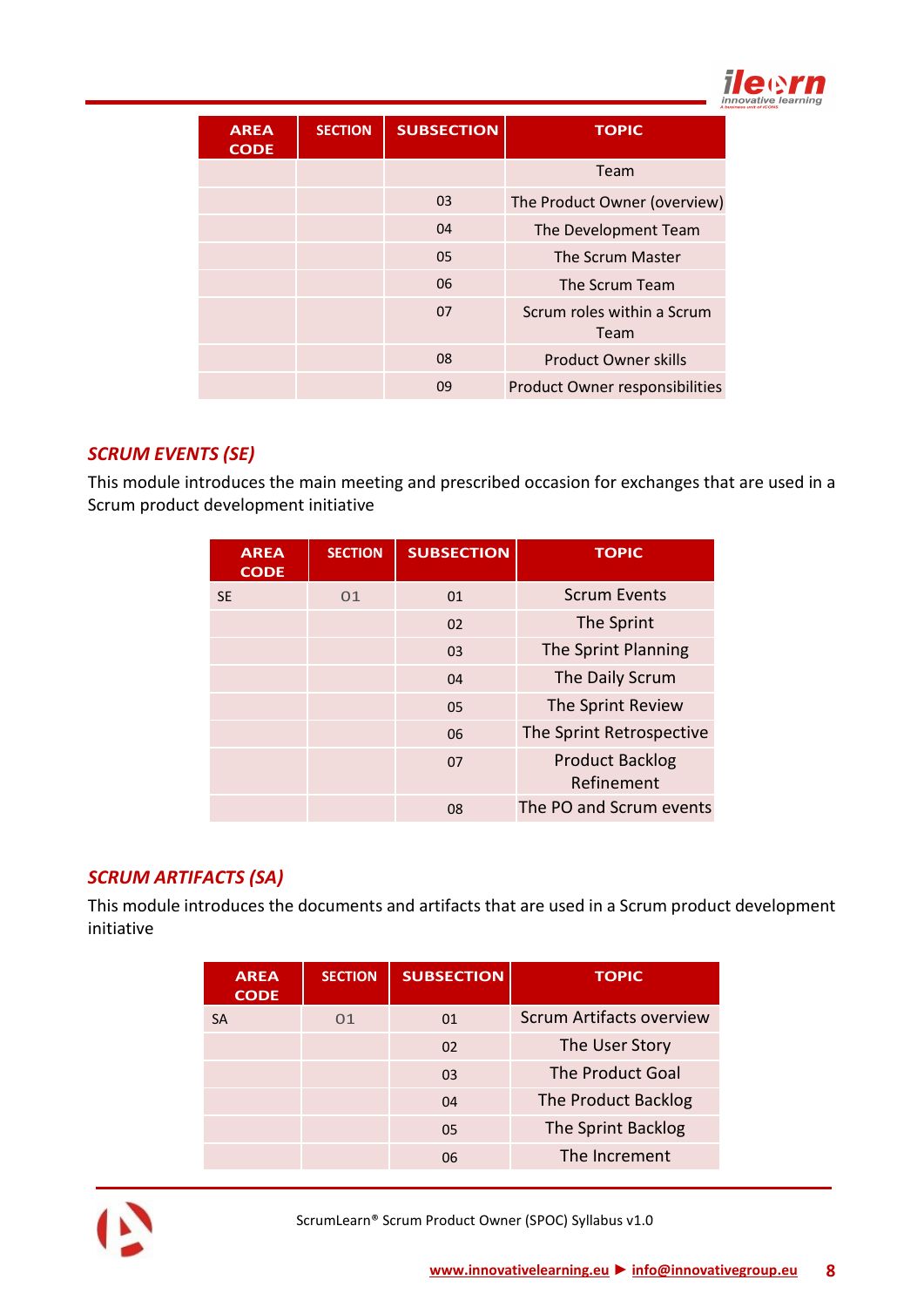| AREA CODE | SECTION | SUBSECTION | TOPIC |
|---|---|---|---|
| | | | Team |
| | | 03 | The Product Owner (overview) |
| | | 04 | The Development Team |
| | | 05 | The Scrum Master |
| | | 06 | The Scrum Team |
| | | 07 | Scrum roles within a Scrum Team |
| | | 08 | Product Owner skills |
| | | 09 | Product Owner responsibilities |

### *SCRUM EVENTS (SE)*

This module introduces the main meeting and prescribed occasion for exchanges that are used in a Scrum product development initiative

| AREA CODE | SECTION | SUBSECTION | TOPIC |
|---|---|---|---|
| SE | 01 | 01 | Scrum Events |
| | | 02 | The Sprint |
| | | 03 | The Sprint Planning |
| | | 04 | The Daily Scrum |
| | | 05 | The Sprint Review |
| | | 06 | The Sprint Retrospective |
| | | 07 | Product Backlog Refinement |
| | | 08 | The PO and Scrum events |

### *SCRUM ARTIFACTS (SA)*

This module introduces the documents and artifacts that are used in a Scrum product development initiative

| AREA CODE | SECTION | SUBSECTION | TOPIC |
|---|---|---|---|
| SA | 01 | 01 | Scrum Artifacts overview |
| | | 02 | The User Story |
| | | 03 | The Product Goal |
| | | 04 | The Product Backlog |
| | | 05 | The Sprint Backlog |
| | | 06 | The Increment |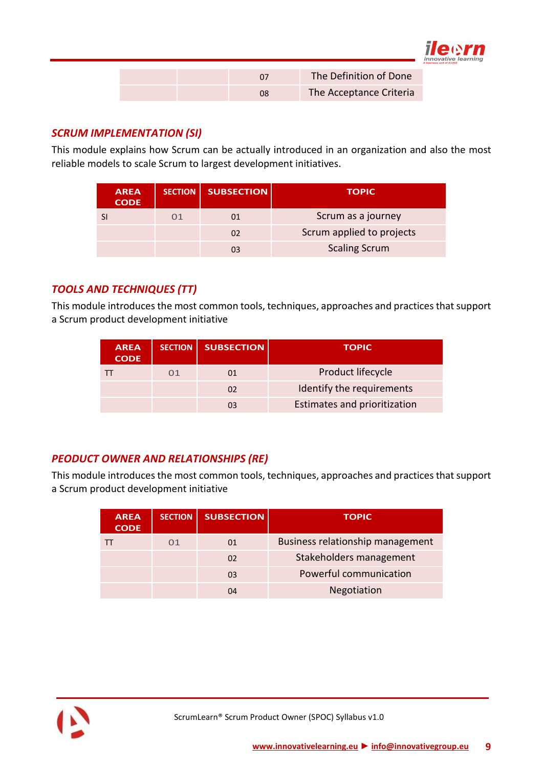| | | | |
|---|---|---|---|
| | | 07 | The Definition of Done |
| | | 08 | The Acceptance Criteria |

## *SCRUM IMPLEMENTATION (SI)*

This module explains how Scrum can be actually introduced in an organization and also the most reliable models to scale Scrum to largest development initiatives.

| AREA CODE | SECTION | SUBSECTION | TOPIC |
|---|---|---|---|
| SI | 01 | 01 | Scrum as a journey |
| | | 02 | Scrum applied to projects |
| | | 03 | Scaling Scrum |

## *TOOLS AND TECHNIQUES (TT)*

This module introduces the most common tools, techniques, approaches and practices that support a Scrum product development initiative

| AREA CODE | SECTION | SUBSECTION | TOPIC |
|---|---|---|---|
| TT | 01 | 01 | Product lifecycle |
| | | 02 | Identify the requirements |
| | | 03 | Estimates and prioritization |

## *PEODUCT OWNER AND RELATIONSHIPS (RE)*

This module introduces the most common tools, techniques, approaches and practices that support a Scrum product development initiative

| AREA CODE | SECTION | SUBSECTION | TOPIC |
|---|---|---|---|
| TT | 01 | 01 | Business relationship management |
| | | 02 | Stakeholders management |
| | | 03 | Powerful communication |
| | | 04 | Negotiation |